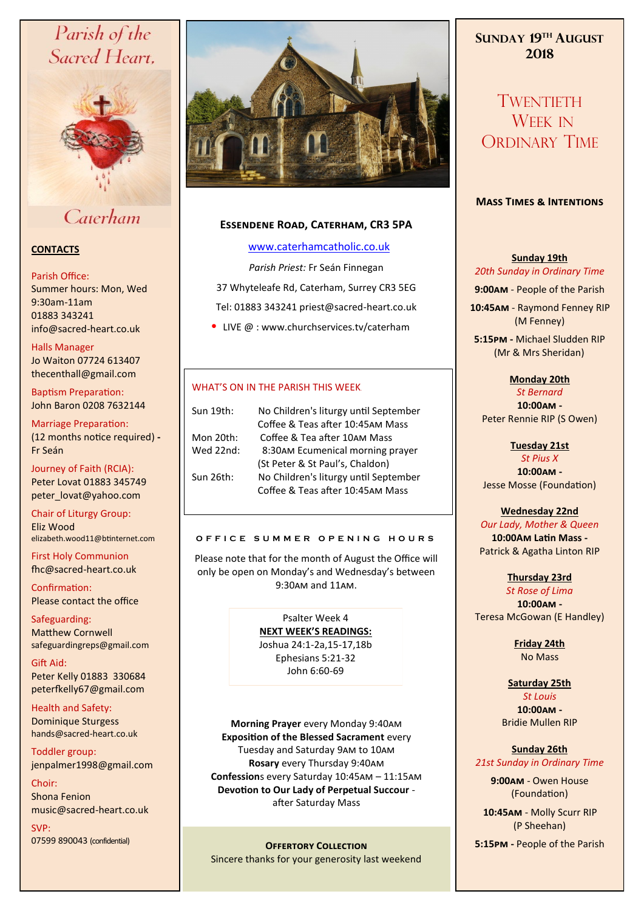# Parish of the Sacred Heart, Caterham

## CONTACTS

Parish Office:
Summer hours: Mon, Wed 9:30am-11am
01883 343241
info@sacred-heart.co.uk

Halls Manager
Jo Waiton 07724 613407
thecenthall@gmail.com

Baptism Preparation:
John Baron 0208 7632144

Marriage Preparation:
(12 months notice required) - Fr Seán

Journey of Faith (RCIA):
Peter Lovat 01883 345749
peter_lovat@yahoo.com

Chair of Liturgy Group:
Eliz Wood
elizabeth.wood11@btinternet.com

First Holy Communion
fhc@sacred-heart.co.uk

Confirmation:
Please contact the office

Safeguarding:
Matthew Cornwell
safeguardingreps@gmail.com

Gift Aid:
Peter Kelly 01883 330684
peterfkelly67@gmail.com

Health and Safety:
Dominique Sturgess
hands@sacred-heart.co.uk

Toddler group:
jenpalmer1998@gmail.com

Choir:
Shona Fenion
music@sacred-heart.co.uk

SVP:
07599 890043 (confidential)

## Essendene Road, Caterham, CR3 5PA

www.caterhamcatholic.co.uk

*Parish Priest:* Fr Seán Finnegan

37 Whyteleafe Rd, Caterham, Surrey CR3 5EG

Tel: 01883 343241 priest@sacred-heart.co.uk

- LIVE @ : www.churchservices.tv/caterham

### WHAT'S ON IN THE PARISH THIS WEEK

| | |
|---|---|
| Sun 19th: | No Children's liturgy until September<br>Coffee & Teas after 10:45AM Mass |
| Mon 20th: | Coffee & Tea after 10AM Mass |
| Wed 22nd: | 8:30AM Ecumenical morning prayer (St Peter & St Paul's, Chaldon) |
| Sun 26th: | No Children's liturgy until September<br>Coffee & Teas after 10:45AM Mass |

### OFFICE SUMMER OPENING HOURS

Please note that for the month of August the Office will only be open on Monday's and Wednesday's between 9:30AM and 11AM.

Psalter Week 4

**NEXT WEEK'S READINGS:**

Joshua 24:1-2a,15-17,18b
Ephesians 5:21-32
John 6:60-69

**Morning Prayer** every Monday 9:40AM
**Exposition of the Blessed Sacrament** every Tuesday and Saturday 9AM to 10AM
**Rosary** every Thursday 9:40AM
**Confessions** every Saturday 10:45AM – 11:15AM
**Devotion to Our Lady of Perpetual Succour** - after Saturday Mass

**Offertory Collection**
Sincere thanks for your generosity last weekend

## Sunday 19th August 2018

## Twentieth Week in Ordinary Time

### Mass Times & Intentions

**Sunday 19th**
*20th Sunday in Ordinary Time*
**9:00AM** - People of the Parish
**10:45AM** - Raymond Fenney RIP (M Fenney)
**5:15PM** - Michael Sludden RIP (Mr & Mrs Sheridan)

**Monday 20th**
*St Bernard*
**10:00AM** -
Peter Rennie RIP (S Owen)

**Tuesday 21st**
*St Pius X*
**10:00AM** -
Jesse Mosse (Foundation)

**Wednesday 22nd**
*Our Lady, Mother & Queen*
**10:00AM Latin Mass** -
Patrick & Agatha Linton RIP

**Thursday 23rd**
*St Rose of Lima*
**10:00AM** -
Teresa McGowan (E Handley)

**Friday 24th**
No Mass

**Saturday 25th**
*St Louis*
**10:00AM** -
Bridie Mullen RIP

**Sunday 26th**
*21st Sunday in Ordinary Time*
**9:00AM** - Owen House (Foundation)
**10:45AM** - Molly Scurr RIP (P Sheehan)
**5:15PM** - People of the Parish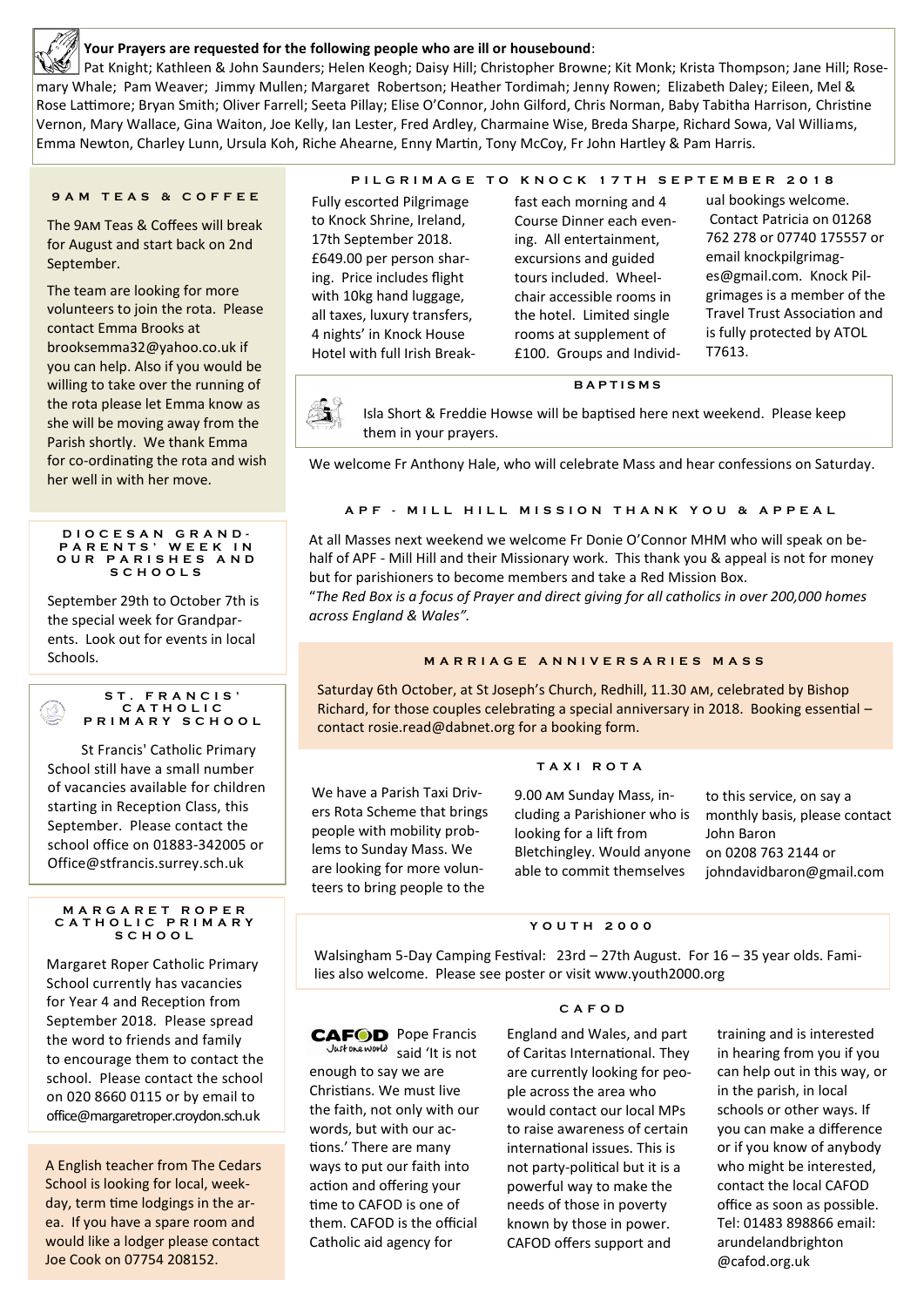**Your Prayers are requested for the following people who are ill or housebound**:

Pat Knight; Kathleen & John Saunders; Helen Keogh; Daisy Hill; Christopher Browne; Kit Monk; Krista Thompson; Jane Hill; Rosemary Whale; Pam Weaver; Jimmy Mullen; Margaret Robertson; Heather Tordimah; Jenny Rowen; Elizabeth Daley; Eileen, Mel & Rose Lattimore; Bryan Smith; Oliver Farrell; Seeta Pillay; Elise O'Connor, John Gilford, Chris Norman, Baby Tabitha Harrison, Christine Vernon, Mary Wallace, Gina Waiton, Joe Kelly, Ian Lester, Fred Ardley, Charmaine Wise, Breda Sharpe, Richard Sowa, Val Williams, Emma Newton, Charley Lunn, Ursula Koh, Riche Ahearne, Enny Martin, Tony McCoy, Fr John Hartley & Pam Harris.

## 9AM TEAS & COFFEE

The 9AM Teas & Coffees will break for August and start back on 2nd September.

The team are looking for more volunteers to join the rota. Please contact Emma Brooks at brooksemma32@yahoo.co.uk if you can help. Also if you would be willing to take over the running of the rota please let Emma know as she will be moving away from the Parish shortly. We thank Emma for co-ordinating the rota and wish her well in with her move.

## DIOCESAN GRANDPARENTS' WEEK IN OUR PARISHES AND SCHOOLS

September 29th to October 7th is the special week for Grandparents. Look out for events in local Schools.

## ST. FRANCIS' CATHOLIC PRIMARY SCHOOL

St Francis' Catholic Primary School still have a small number of vacancies available for children starting in Reception Class, this September. Please contact the school office on 01883-342005 or Office@stfrancis.surrey.sch.uk

## MARGARET ROPER CATHOLIC PRIMARY SCHOOL

Margaret Roper Catholic Primary School currently has vacancies for Year 4 and Reception from September 2018. Please spread the word to friends and family to encourage them to contact the school. Please contact the school on 020 8660 0115 or by email to office@margaretroper.croydon.sch.uk

A English teacher from The Cedars School is looking for local, weekday, term time lodgings in the area. If you have a spare room and would like a lodger please contact Joe Cook on 07754 208152.

## PILGRIMAGE TO KNOCK 17TH SEPTEMBER 2018

Fully escorted Pilgrimage to Knock Shrine, Ireland, 17th September 2018. £649.00 per person sharing. Price includes flight with 10kg hand luggage, all taxes, luxury transfers, 4 nights' in Knock House Hotel with full Irish Breakfast each morning and 4 Course Dinner each evening. All entertainment, excursions and guided tours included. Wheelchair accessible rooms in the hotel. Limited single rooms at supplement of £100. Groups and Individual bookings welcome. Contact Patricia on 01268 762 278 or 07740 175557 or email knockpilgrimages@gmail.com. Knock Pilgrimages is a member of the Travel Trust Association and is fully protected by ATOL T7613.

## BAPTISMS

Isla Short & Freddie Howse will be baptised here next weekend. Please keep them in your prayers.

We welcome Fr Anthony Hale, who will celebrate Mass and hear confessions on Saturday.

## APF - MILL HILL MISSION THANK YOU & APPEAL

At all Masses next weekend we welcome Fr Donie O'Connor MHM who will speak on behalf of APF - Mill Hill and their Missionary work. This thank you & appeal is not for money but for parishioners to become members and take a Red Mission Box.

"*The Red Box is a focus of Prayer and direct giving for all catholics in over 200,000 homes across England & Wales".*

## MARRIAGE ANNIVERSARIES MASS

Saturday 6th October, at St Joseph's Church, Redhill, 11.30 AM, celebrated by Bishop Richard, for those couples celebrating a special anniversary in 2018. Booking essential – contact rosie.read@dabnet.org for a booking form.

## TAXI ROTA

We have a Parish Taxi Drivers Rota Scheme that brings people with mobility problems to Sunday Mass. We are looking for more volunteers to bring people to the 9.00 AM Sunday Mass, including a Parishioner who is looking for a lift from Bletchingley. Would anyone able to commit themselves to this service, on say a monthly basis, please contact John Baron on 0208 763 2144 or johndavidbaron@gmail.com

## YOUTH 2000

Walsingham 5-Day Camping Festival: 23rd – 27th August. For 16 – 35 year olds. Families also welcome. Please see poster or visit www.youth2000.org

## CAFOD

CAFOD Just one world

Pope Francis said 'It is not enough to say we are Christians. We must live the faith, not only with our words, but with our actions.' There are many ways to put our faith into action and offering your time to CAFOD is one of them. CAFOD is the official Catholic aid agency for England and Wales, and part of Caritas International. They are currently looking for people across the area who would contact our local MPs to raise awareness of certain international issues. This is not party-political but it is a powerful way to make the needs of those in poverty known by those in power. CAFOD offers support and training and is interested in hearing from you if you can help out in this way, or in the parish, in local schools or other ways. If you can make a difference or if you know of anybody who might be interested, contact the local CAFOD office as soon as possible. Tel: 01483 898866 email: arundelandbrighton@cafod.org.uk